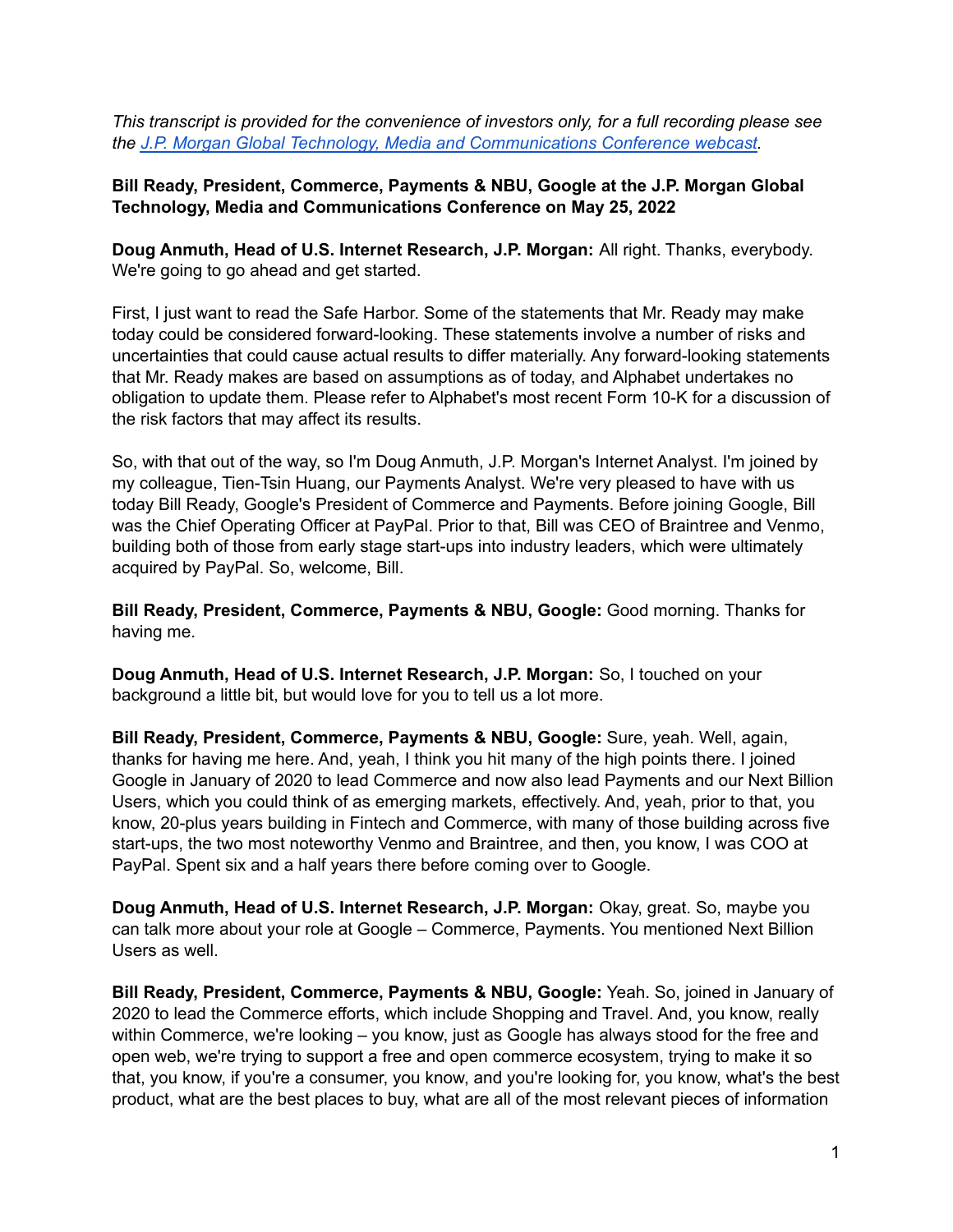*This transcript is provided for the convenience of investors only, for a full recording please see the [J.P. Morgan Global Technology, Media and Communications Conference webcast](#).*

**Bill Ready, President, Commerce, Payments & NBU, Google at the J.P. Morgan Global Technology, Media and Communications Conference on May 25, 2022**

**Doug Anmuth, Head of U.S. Internet Research, J.P. Morgan:** All right. Thanks, everybody. We're going to go ahead and get started.

First, I just want to read the Safe Harbor. Some of the statements that Mr. Ready may make today could be considered forward-looking. These statements involve a number of risks and uncertainties that could cause actual results to differ materially. Any forward-looking statements that Mr. Ready makes are based on assumptions as of today, and Alphabet undertakes no obligation to update them. Please refer to Alphabet's most recent Form 10-K for a discussion of the risk factors that may affect its results.

So, with that out of the way, so I'm Doug Anmuth, J.P. Morgan's Internet Analyst. I'm joined by my colleague, Tien-Tsin Huang, our Payments Analyst. We're very pleased to have with us today Bill Ready, Google's President of Commerce and Payments. Before joining Google, Bill was the Chief Operating Officer at PayPal. Prior to that, Bill was CEO of Braintree and Venmo, building both of those from early stage start-ups into industry leaders, which were ultimately acquired by PayPal. So, welcome, Bill.

**Bill Ready, President, Commerce, Payments & NBU, Google:** Good morning. Thanks for having me.

**Doug Anmuth, Head of U.S. Internet Research, J.P. Morgan:** So, I touched on your background a little bit, but would love for you to tell us a lot more.

**Bill Ready, President, Commerce, Payments & NBU, Google:** Sure, yeah. Well, again, thanks for having me here. And, yeah, I think you hit many of the high points there. I joined Google in January of 2020 to lead Commerce and now also lead Payments and our Next Billion Users, which you could think of as emerging markets, effectively. And, yeah, prior to that, you know, 20-plus years building in Fintech and Commerce, with many of those building across five start-ups, the two most noteworthy Venmo and Braintree, and then, you know, I was COO at PayPal. Spent six and a half years there before coming over to Google.

**Doug Anmuth, Head of U.S. Internet Research, J.P. Morgan:** Okay, great. So, maybe you can talk more about your role at Google – Commerce, Payments. You mentioned Next Billion Users as well.

**Bill Ready, President, Commerce, Payments & NBU, Google:** Yeah. So, joined in January of 2020 to lead the Commerce efforts, which include Shopping and Travel. And, you know, really within Commerce, we're looking – you know, just as Google has always stood for the free and open web, we're trying to support a free and open commerce ecosystem, trying to make it so that, you know, if you're a consumer, you know, and you're looking for, you know, what's the best product, what are the best places to buy, what are all of the most relevant pieces of information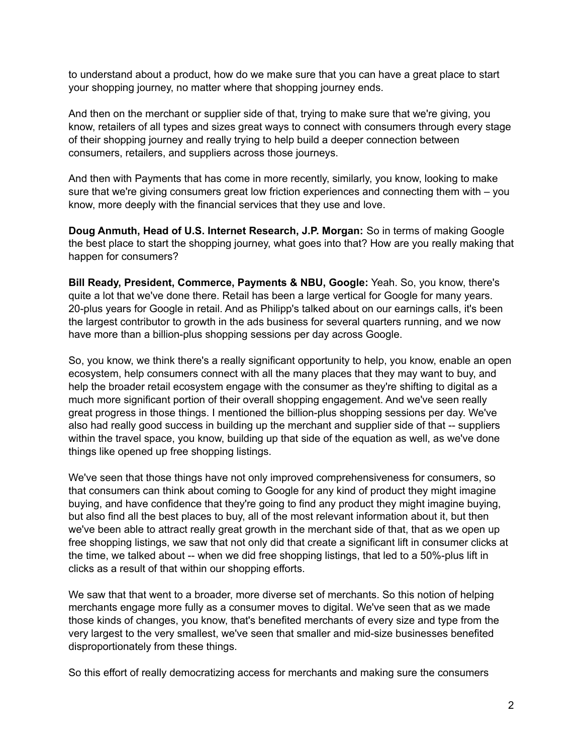to understand about a product, how do we make sure that you can have a great place to start your shopping journey, no matter where that shopping journey ends.

And then on the merchant or supplier side of that, trying to make sure that we're giving, you know, retailers of all types and sizes great ways to connect with consumers through every stage of their shopping journey and really trying to help build a deeper connection between consumers, retailers, and suppliers across those journeys.

And then with Payments that has come in more recently, similarly, you know, looking to make sure that we're giving consumers great low friction experiences and connecting them with – you know, more deeply with the financial services that they use and love.

**Doug Anmuth, Head of U.S. Internet Research, J.P. Morgan:** So in terms of making Google the best place to start the shopping journey, what goes into that? How are you really making that happen for consumers?

**Bill Ready, President, Commerce, Payments & NBU, Google:** Yeah. So, you know, there's quite a lot that we've done there. Retail has been a large vertical for Google for many years. 20-plus years for Google in retail. And as Philipp's talked about on our earnings calls, it's been the largest contributor to growth in the ads business for several quarters running, and we now have more than a billion-plus shopping sessions per day across Google.

So, you know, we think there's a really significant opportunity to help, you know, enable an open ecosystem, help consumers connect with all the many places that they may want to buy, and help the broader retail ecosystem engage with the consumer as they're shifting to digital as a much more significant portion of their overall shopping engagement. And we've seen really great progress in those things. I mentioned the billion-plus shopping sessions per day. We've also had really good success in building up the merchant and supplier side of that -- suppliers within the travel space, you know, building up that side of the equation as well, as we've done things like opened up free shopping listings.

We've seen that those things have not only improved comprehensiveness for consumers, so that consumers can think about coming to Google for any kind of product they might imagine buying, and have confidence that they're going to find any product they might imagine buying, but also find all the best places to buy, all of the most relevant information about it, but then we've been able to attract really great growth in the merchant side of that, that as we open up free shopping listings, we saw that not only did that create a significant lift in consumer clicks at the time, we talked about -- when we did free shopping listings, that led to a 50%-plus lift in clicks as a result of that within our shopping efforts.

We saw that that went to a broader, more diverse set of merchants. So this notion of helping merchants engage more fully as a consumer moves to digital. We've seen that as we made those kinds of changes, you know, that's benefited merchants of every size and type from the very largest to the very smallest, we've seen that smaller and mid-size businesses benefited disproportionately from these things.

So this effort of really democratizing access for merchants and making sure the consumers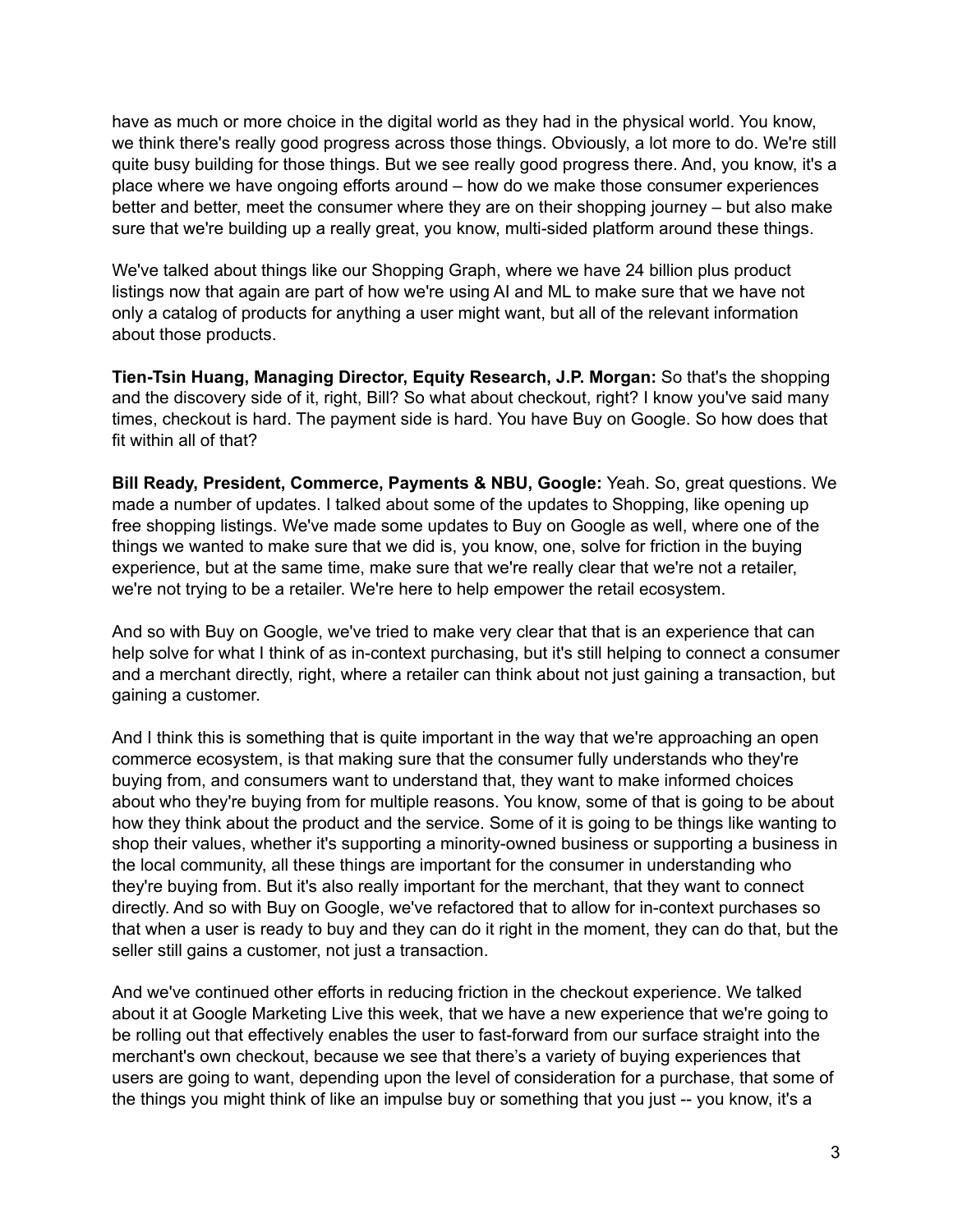have as much or more choice in the digital world as they had in the physical world. You know, we think there's really good progress across those things. Obviously, a lot more to do. We're still quite busy building for those things. But we see really good progress there. And, you know, it's a place where we have ongoing efforts around – how do we make those consumer experiences better and better, meet the consumer where they are on their shopping journey – but also make sure that we're building up a really great, you know, multi-sided platform around these things.

We've talked about things like our Shopping Graph, where we have 24 billion plus product listings now that again are part of how we're using AI and ML to make sure that we have not only a catalog of products for anything a user might want, but all of the relevant information about those products.

**Tien-Tsin Huang, Managing Director, Equity Research, J.P. Morgan:** So that's the shopping and the discovery side of it, right, Bill? So what about checkout, right? I know you've said many times, checkout is hard. The payment side is hard. You have Buy on Google. So how does that fit within all of that?

**Bill Ready, President, Commerce, Payments & NBU, Google:** Yeah. So, great questions. We made a number of updates. I talked about some of the updates to Shopping, like opening up free shopping listings. We've made some updates to Buy on Google as well, where one of the things we wanted to make sure that we did is, you know, one, solve for friction in the buying experience, but at the same time, make sure that we're really clear that we're not a retailer, we're not trying to be a retailer. We're here to help empower the retail ecosystem.

And so with Buy on Google, we've tried to make very clear that that is an experience that can help solve for what I think of as in-context purchasing, but it's still helping to connect a consumer and a merchant directly, right, where a retailer can think about not just gaining a transaction, but gaining a customer.

And I think this is something that is quite important in the way that we're approaching an open commerce ecosystem, is that making sure that the consumer fully understands who they're buying from, and consumers want to understand that, they want to make informed choices about who they're buying from for multiple reasons. You know, some of that is going to be about how they think about the product and the service. Some of it is going to be things like wanting to shop their values, whether it's supporting a minority-owned business or supporting a business in the local community, all these things are important for the consumer in understanding who they're buying from. But it's also really important for the merchant, that they want to connect directly. And so with Buy on Google, we've refactored that to allow for in-context purchases so that when a user is ready to buy and they can do it right in the moment, they can do that, but the seller still gains a customer, not just a transaction.

And we've continued other efforts in reducing friction in the checkout experience. We talked about it at Google Marketing Live this week, that we have a new experience that we're going to be rolling out that effectively enables the user to fast-forward from our surface straight into the merchant's own checkout, because we see that there's a variety of buying experiences that users are going to want, depending upon the level of consideration for a purchase, that some of the things you might think of like an impulse buy or something that you just -- you know, it's a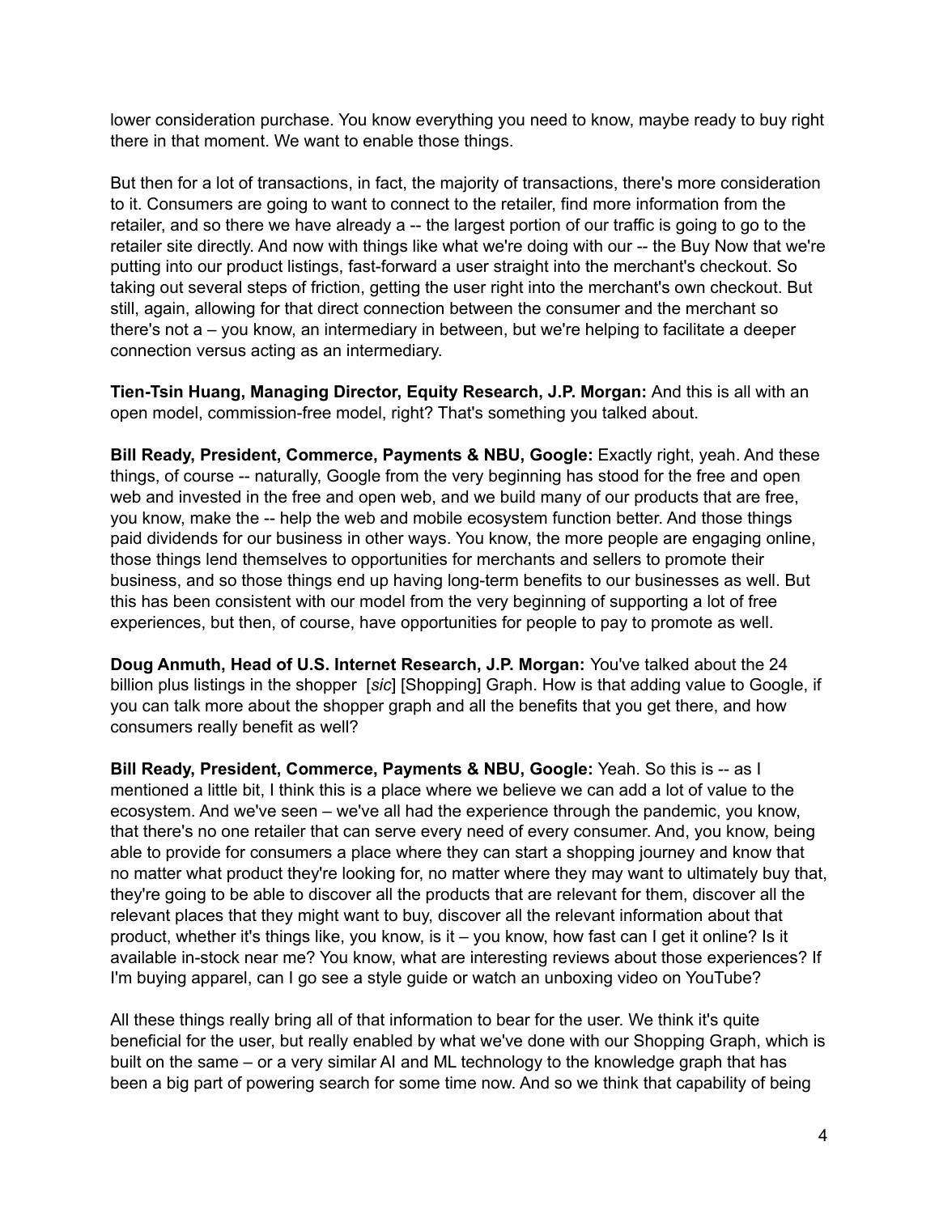lower consideration purchase. You know everything you need to know, maybe ready to buy right there in that moment. We want to enable those things.

But then for a lot of transactions, in fact, the majority of transactions, there's more consideration to it. Consumers are going to want to connect to the retailer, find more information from the retailer, and so there we have already a -- the largest portion of our traffic is going to go to the retailer site directly. And now with things like what we're doing with our -- the Buy Now that we're putting into our product listings, fast-forward a user straight into the merchant's checkout. So taking out several steps of friction, getting the user right into the merchant's own checkout. But still, again, allowing for that direct connection between the consumer and the merchant so there's not a – you know, an intermediary in between, but we're helping to facilitate a deeper connection versus acting as an intermediary.

**Tien-Tsin Huang, Managing Director, Equity Research, J.P. Morgan:** And this is all with an open model, commission-free model, right? That's something you talked about.

**Bill Ready, President, Commerce, Payments & NBU, Google:** Exactly right, yeah. And these things, of course -- naturally, Google from the very beginning has stood for the free and open web and invested in the free and open web, and we build many of our products that are free, you know, make the -- help the web and mobile ecosystem function better. And those things paid dividends for our business in other ways. You know, the more people are engaging online, those things lend themselves to opportunities for merchants and sellers to promote their business, and so those things end up having long-term benefits to our businesses as well. But this has been consistent with our model from the very beginning of supporting a lot of free experiences, but then, of course, have opportunities for people to pay to promote as well.

**Doug Anmuth, Head of U.S. Internet Research, J.P. Morgan:** You've talked about the 24 billion plus listings in the shopper [*sic*] [Shopping] Graph. How is that adding value to Google, if you can talk more about the shopper graph and all the benefits that you get there, and how consumers really benefit as well?

**Bill Ready, President, Commerce, Payments & NBU, Google:** Yeah. So this is -- as I mentioned a little bit, I think this is a place where we believe we can add a lot of value to the ecosystem. And we've seen – we've all had the experience through the pandemic, you know, that there's no one retailer that can serve every need of every consumer. And, you know, being able to provide for consumers a place where they can start a shopping journey and know that no matter what product they're looking for, no matter where they may want to ultimately buy that, they're going to be able to discover all the products that are relevant for them, discover all the relevant places that they might want to buy, discover all the relevant information about that product, whether it's things like, you know, is it – you know, how fast can I get it online? Is it available in-stock near me? You know, what are interesting reviews about those experiences? If I'm buying apparel, can I go see a style guide or watch an unboxing video on YouTube?

All these things really bring all of that information to bear for the user. We think it's quite beneficial for the user, but really enabled by what we've done with our Shopping Graph, which is built on the same – or a very similar AI and ML technology to the knowledge graph that has been a big part of powering search for some time now. And so we think that capability of being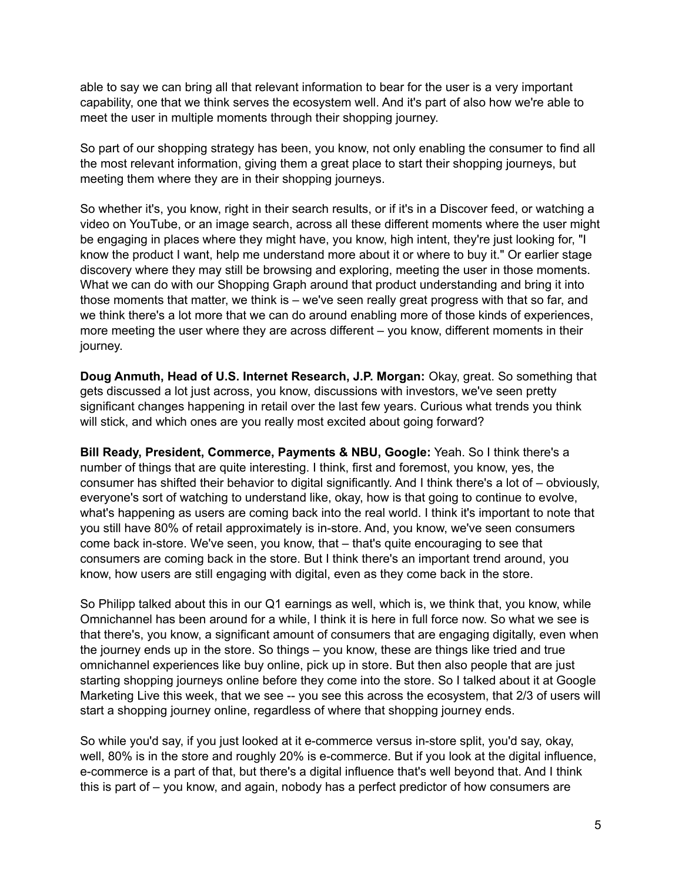able to say we can bring all that relevant information to bear for the user is a very important capability, one that we think serves the ecosystem well. And it's part of also how we're able to meet the user in multiple moments through their shopping journey.

So part of our shopping strategy has been, you know, not only enabling the consumer to find all the most relevant information, giving them a great place to start their shopping journeys, but meeting them where they are in their shopping journeys.

So whether it's, you know, right in their search results, or if it's in a Discover feed, or watching a video on YouTube, or an image search, across all these different moments where the user might be engaging in places where they might have, you know, high intent, they're just looking for, "I know the product I want, help me understand more about it or where to buy it." Or earlier stage discovery where they may still be browsing and exploring, meeting the user in those moments. What we can do with our Shopping Graph around that product understanding and bring it into those moments that matter, we think is – we've seen really great progress with that so far, and we think there's a lot more that we can do around enabling more of those kinds of experiences, more meeting the user where they are across different – you know, different moments in their journey.

**Doug Anmuth, Head of U.S. Internet Research, J.P. Morgan:** Okay, great. So something that gets discussed a lot just across, you know, discussions with investors, we've seen pretty significant changes happening in retail over the last few years. Curious what trends you think will stick, and which ones are you really most excited about going forward?

**Bill Ready, President, Commerce, Payments & NBU, Google:** Yeah. So I think there's a number of things that are quite interesting. I think, first and foremost, you know, yes, the consumer has shifted their behavior to digital significantly. And I think there's a lot of – obviously, everyone's sort of watching to understand like, okay, how is that going to continue to evolve, what's happening as users are coming back into the real world. I think it's important to note that you still have 80% of retail approximately is in-store. And, you know, we've seen consumers come back in-store. We've seen, you know, that – that's quite encouraging to see that consumers are coming back in the store. But I think there's an important trend around, you know, how users are still engaging with digital, even as they come back in the store.

So Philipp talked about this in our Q1 earnings as well, which is, we think that, you know, while Omnichannel has been around for a while, I think it is here in full force now. So what we see is that there's, you know, a significant amount of consumers that are engaging digitally, even when the journey ends up in the store. So things – you know, these are things like tried and true omnichannel experiences like buy online, pick up in store. But then also people that are just starting shopping journeys online before they come into the store. So I talked about it at Google Marketing Live this week, that we see -- you see this across the ecosystem, that 2/3 of users will start a shopping journey online, regardless of where that shopping journey ends.

So while you'd say, if you just looked at it e-commerce versus in-store split, you'd say, okay, well, 80% is in the store and roughly 20% is e-commerce. But if you look at the digital influence, e-commerce is a part of that, but there's a digital influence that's well beyond that. And I think this is part of – you know, and again, nobody has a perfect predictor of how consumers are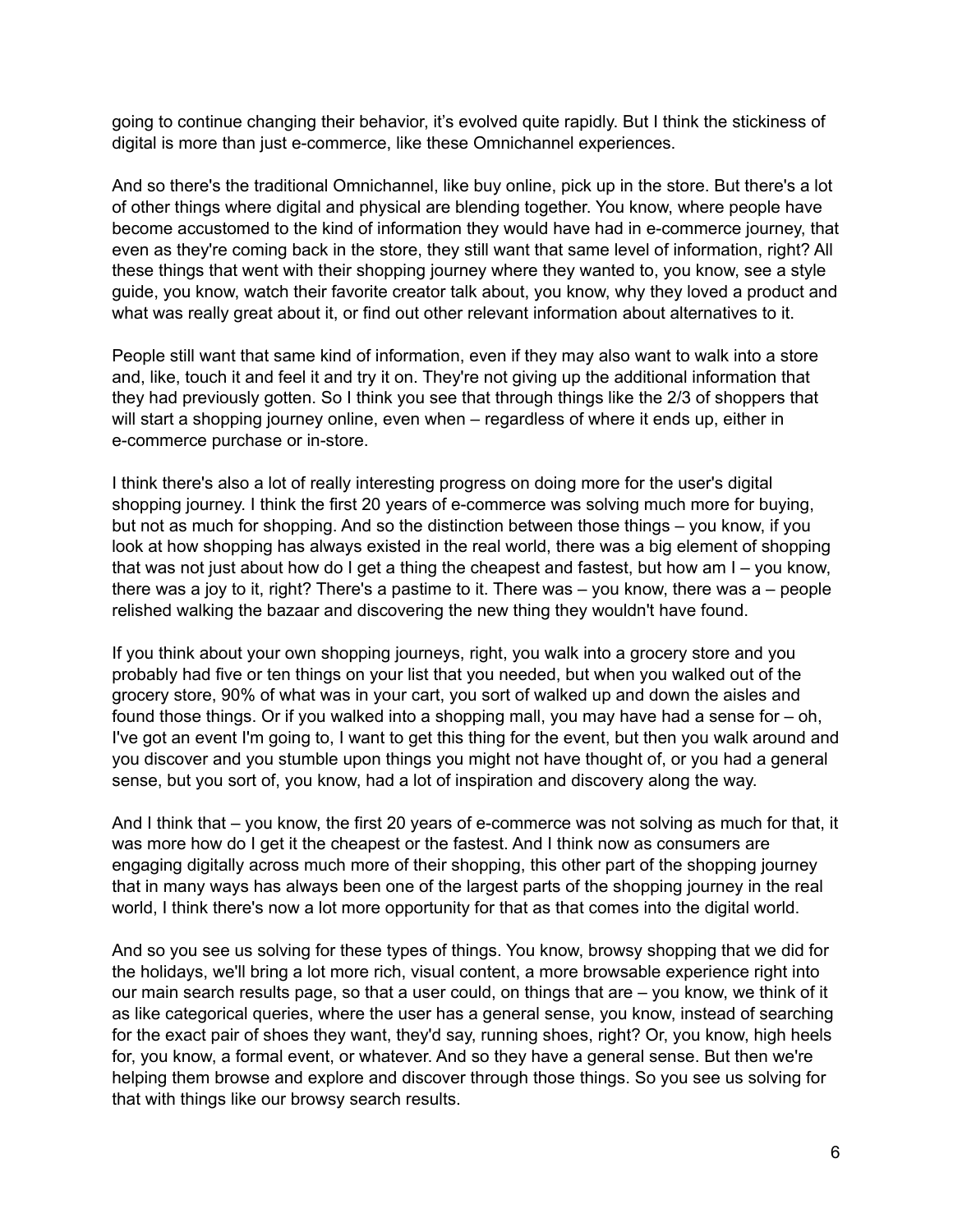going to continue changing their behavior, it's evolved quite rapidly. But I think the stickiness of digital is more than just e-commerce, like these Omnichannel experiences.

And so there's the traditional Omnichannel, like buy online, pick up in the store. But there's a lot of other things where digital and physical are blending together. You know, where people have become accustomed to the kind of information they would have had in e-commerce journey, that even as they're coming back in the store, they still want that same level of information, right? All these things that went with their shopping journey where they wanted to, you know, see a style guide, you know, watch their favorite creator talk about, you know, why they loved a product and what was really great about it, or find out other relevant information about alternatives to it.

People still want that same kind of information, even if they may also want to walk into a store and, like, touch it and feel it and try it on. They're not giving up the additional information that they had previously gotten. So I think you see that through things like the 2/3 of shoppers that will start a shopping journey online, even when – regardless of where it ends up, either in e-commerce purchase or in-store.

I think there's also a lot of really interesting progress on doing more for the user's digital shopping journey. I think the first 20 years of e-commerce was solving much more for buying, but not as much for shopping. And so the distinction between those things – you know, if you look at how shopping has always existed in the real world, there was a big element of shopping that was not just about how do I get a thing the cheapest and fastest, but how am I – you know, there was a joy to it, right? There's a pastime to it. There was – you know, there was a – people relished walking the bazaar and discovering the new thing they wouldn't have found.

If you think about your own shopping journeys, right, you walk into a grocery store and you probably had five or ten things on your list that you needed, but when you walked out of the grocery store, 90% of what was in your cart, you sort of walked up and down the aisles and found those things. Or if you walked into a shopping mall, you may have had a sense for – oh, I've got an event I'm going to, I want to get this thing for the event, but then you walk around and you discover and you stumble upon things you might not have thought of, or you had a general sense, but you sort of, you know, had a lot of inspiration and discovery along the way.

And I think that – you know, the first 20 years of e-commerce was not solving as much for that, it was more how do I get it the cheapest or the fastest. And I think now as consumers are engaging digitally across much more of their shopping, this other part of the shopping journey that in many ways has always been one of the largest parts of the shopping journey in the real world, I think there's now a lot more opportunity for that as that comes into the digital world.

And so you see us solving for these types of things. You know, browsy shopping that we did for the holidays, we'll bring a lot more rich, visual content, a more browsable experience right into our main search results page, so that a user could, on things that are – you know, we think of it as like categorical queries, where the user has a general sense, you know, instead of searching for the exact pair of shoes they want, they'd say, running shoes, right? Or, you know, high heels for, you know, a formal event, or whatever. And so they have a general sense. But then we're helping them browse and explore and discover through those things. So you see us solving for that with things like our browsy search results.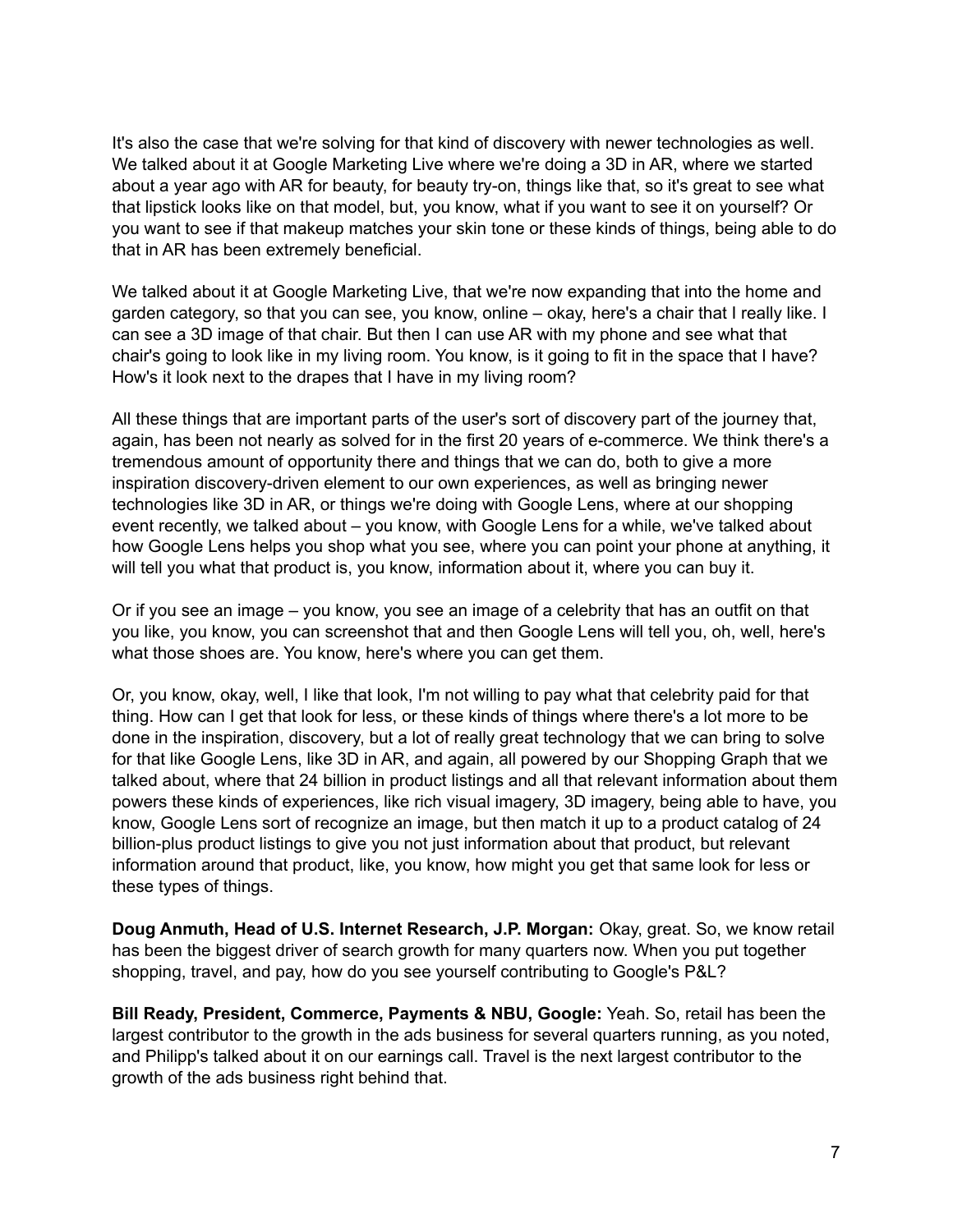It's also the case that we're solving for that kind of discovery with newer technologies as well. We talked about it at Google Marketing Live where we're doing a 3D in AR, where we started about a year ago with AR for beauty, for beauty try-on, things like that, so it's great to see what that lipstick looks like on that model, but, you know, what if you want to see it on yourself? Or you want to see if that makeup matches your skin tone or these kinds of things, being able to do that in AR has been extremely beneficial.

We talked about it at Google Marketing Live, that we're now expanding that into the home and garden category, so that you can see, you know, online – okay, here's a chair that I really like. I can see a 3D image of that chair. But then I can use AR with my phone and see what that chair's going to look like in my living room. You know, is it going to fit in the space that I have? How's it look next to the drapes that I have in my living room?

All these things that are important parts of the user's sort of discovery part of the journey that, again, has been not nearly as solved for in the first 20 years of e-commerce. We think there's a tremendous amount of opportunity there and things that we can do, both to give a more inspiration discovery-driven element to our own experiences, as well as bringing newer technologies like 3D in AR, or things we're doing with Google Lens, where at our shopping event recently, we talked about – you know, with Google Lens for a while, we've talked about how Google Lens helps you shop what you see, where you can point your phone at anything, it will tell you what that product is, you know, information about it, where you can buy it.

Or if you see an image – you know, you see an image of a celebrity that has an outfit on that you like, you know, you can screenshot that and then Google Lens will tell you, oh, well, here's what those shoes are. You know, here's where you can get them.

Or, you know, okay, well, I like that look, I'm not willing to pay what that celebrity paid for that thing. How can I get that look for less, or these kinds of things where there's a lot more to be done in the inspiration, discovery, but a lot of really great technology that we can bring to solve for that like Google Lens, like 3D in AR, and again, all powered by our Shopping Graph that we talked about, where that 24 billion in product listings and all that relevant information about them powers these kinds of experiences, like rich visual imagery, 3D imagery, being able to have, you know, Google Lens sort of recognize an image, but then match it up to a product catalog of 24 billion-plus product listings to give you not just information about that product, but relevant information around that product, like, you know, how might you get that same look for less or these types of things.

**Doug Anmuth, Head of U.S. Internet Research, J.P. Morgan:** Okay, great. So, we know retail has been the biggest driver of search growth for many quarters now. When you put together shopping, travel, and pay, how do you see yourself contributing to Google's P&L?

**Bill Ready, President, Commerce, Payments & NBU, Google:** Yeah. So, retail has been the largest contributor to the growth in the ads business for several quarters running, as you noted, and Philipp's talked about it on our earnings call. Travel is the next largest contributor to the growth of the ads business right behind that.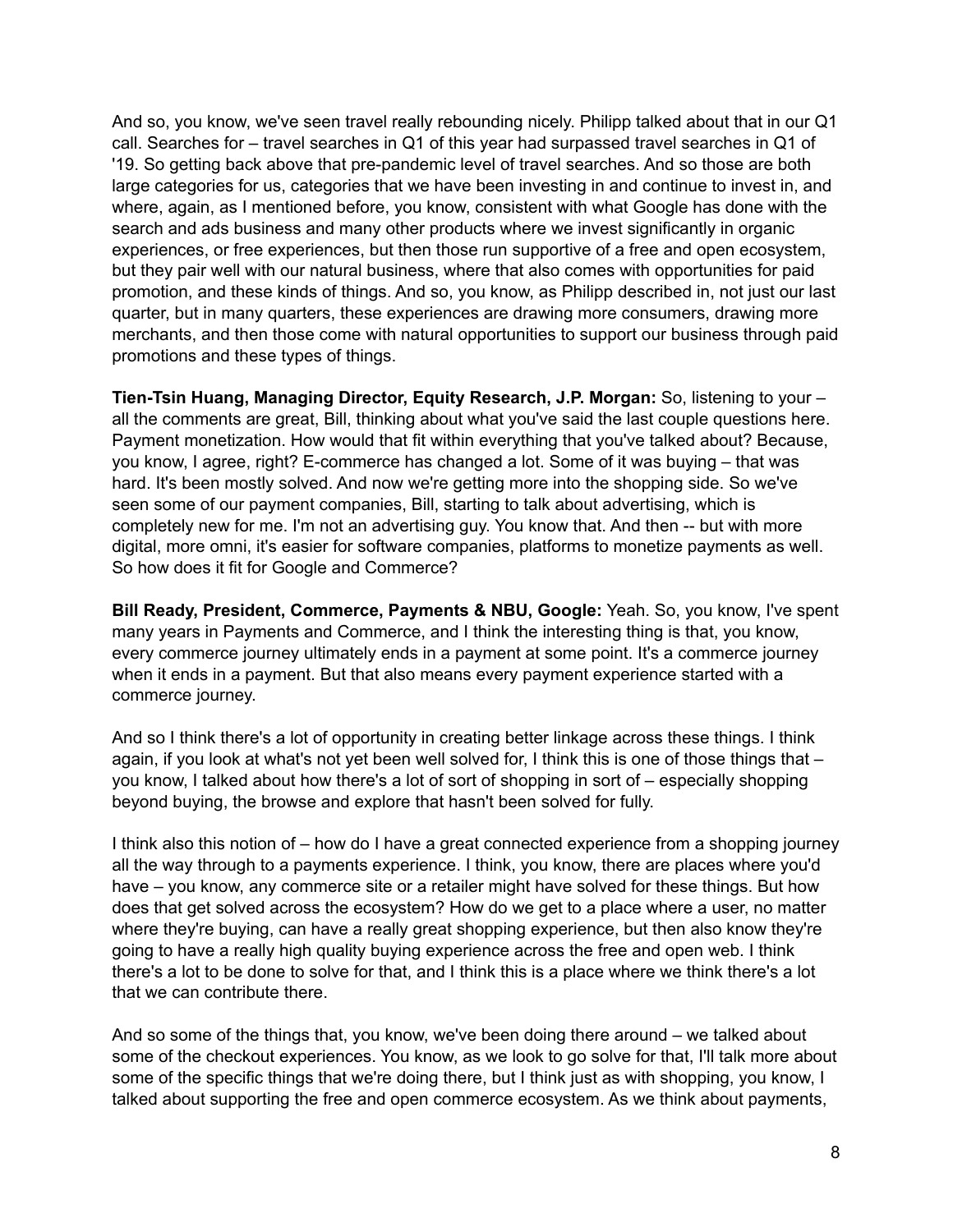And so, you know, we've seen travel really rebounding nicely. Philipp talked about that in our Q1 call. Searches for – travel searches in Q1 of this year had surpassed travel searches in Q1 of '19. So getting back above that pre-pandemic level of travel searches. And so those are both large categories for us, categories that we have been investing in and continue to invest in, and where, again, as I mentioned before, you know, consistent with what Google has done with the search and ads business and many other products where we invest significantly in organic experiences, or free experiences, but then those run supportive of a free and open ecosystem, but they pair well with our natural business, where that also comes with opportunities for paid promotion, and these kinds of things. And so, you know, as Philipp described in, not just our last quarter, but in many quarters, these experiences are drawing more consumers, drawing more merchants, and then those come with natural opportunities to support our business through paid promotions and these types of things.

**Tien-Tsin Huang, Managing Director, Equity Research, J.P. Morgan:** So, listening to your – all the comments are great, Bill, thinking about what you've said the last couple questions here. Payment monetization. How would that fit within everything that you've talked about? Because, you know, I agree, right? E-commerce has changed a lot. Some of it was buying – that was hard. It's been mostly solved. And now we're getting more into the shopping side. So we've seen some of our payment companies, Bill, starting to talk about advertising, which is completely new for me. I'm not an advertising guy. You know that. And then -- but with more digital, more omni, it's easier for software companies, platforms to monetize payments as well. So how does it fit for Google and Commerce?

**Bill Ready, President, Commerce, Payments & NBU, Google:** Yeah. So, you know, I've spent many years in Payments and Commerce, and I think the interesting thing is that, you know, every commerce journey ultimately ends in a payment at some point. It's a commerce journey when it ends in a payment. But that also means every payment experience started with a commerce journey.

And so I think there's a lot of opportunity in creating better linkage across these things. I think again, if you look at what's not yet been well solved for, I think this is one of those things that – you know, I talked about how there's a lot of sort of shopping in sort of – especially shopping beyond buying, the browse and explore that hasn't been solved for fully.

I think also this notion of – how do I have a great connected experience from a shopping journey all the way through to a payments experience. I think, you know, there are places where you'd have – you know, any commerce site or a retailer might have solved for these things. But how does that get solved across the ecosystem? How do we get to a place where a user, no matter where they're buying, can have a really great shopping experience, but then also know they're going to have a really high quality buying experience across the free and open web. I think there's a lot to be done to solve for that, and I think this is a place where we think there's a lot that we can contribute there.

And so some of the things that, you know, we've been doing there around – we talked about some of the checkout experiences. You know, as we look to go solve for that, I'll talk more about some of the specific things that we're doing there, but I think just as with shopping, you know, I talked about supporting the free and open commerce ecosystem. As we think about payments,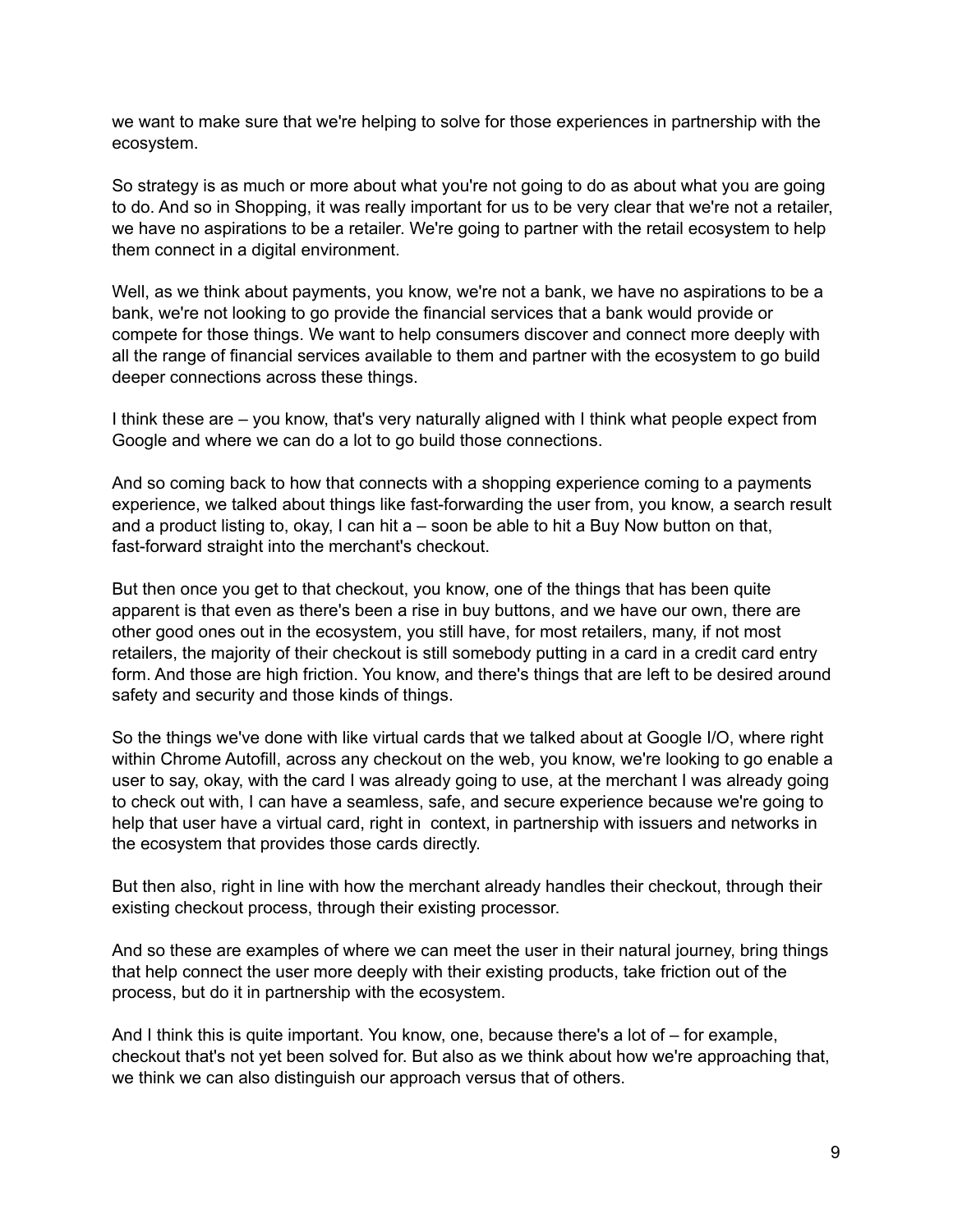we want to make sure that we're helping to solve for those experiences in partnership with the ecosystem.

So strategy is as much or more about what you're not going to do as about what you are going to do. And so in Shopping, it was really important for us to be very clear that we're not a retailer, we have no aspirations to be a retailer. We're going to partner with the retail ecosystem to help them connect in a digital environment.

Well, as we think about payments, you know, we're not a bank, we have no aspirations to be a bank, we're not looking to go provide the financial services that a bank would provide or compete for those things. We want to help consumers discover and connect more deeply with all the range of financial services available to them and partner with the ecosystem to go build deeper connections across these things.

I think these are – you know, that's very naturally aligned with I think what people expect from Google and where we can do a lot to go build those connections.

And so coming back to how that connects with a shopping experience coming to a payments experience, we talked about things like fast-forwarding the user from, you know, a search result and a product listing to, okay, I can hit a – soon be able to hit a Buy Now button on that, fast-forward straight into the merchant's checkout.

But then once you get to that checkout, you know, one of the things that has been quite apparent is that even as there's been a rise in buy buttons, and we have our own, there are other good ones out in the ecosystem, you still have, for most retailers, many, if not most retailers, the majority of their checkout is still somebody putting in a card in a credit card entry form. And those are high friction. You know, and there's things that are left to be desired around safety and security and those kinds of things.

So the things we've done with like virtual cards that we talked about at Google I/O, where right within Chrome Autofill, across any checkout on the web, you know, we're looking to go enable a user to say, okay, with the card I was already going to use, at the merchant I was already going to check out with, I can have a seamless, safe, and secure experience because we're going to help that user have a virtual card, right in context, in partnership with issuers and networks in the ecosystem that provides those cards directly.

But then also, right in line with how the merchant already handles their checkout, through their existing checkout process, through their existing processor.

And so these are examples of where we can meet the user in their natural journey, bring things that help connect the user more deeply with their existing products, take friction out of the process, but do it in partnership with the ecosystem.

And I think this is quite important. You know, one, because there's a lot of – for example, checkout that's not yet been solved for. But also as we think about how we're approaching that, we think we can also distinguish our approach versus that of others.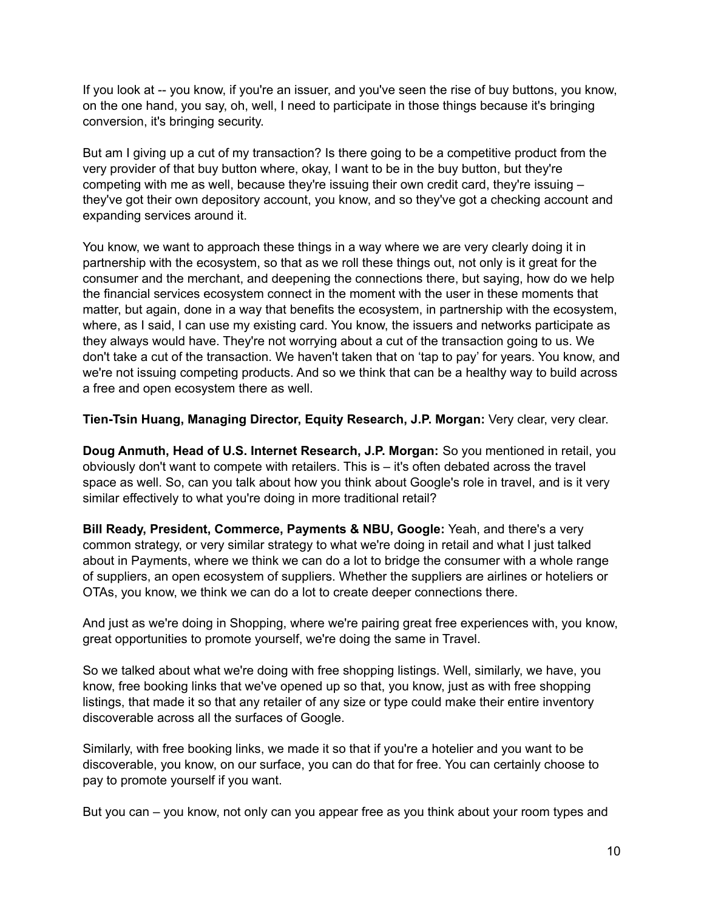If you look at -- you know, if you're an issuer, and you've seen the rise of buy buttons, you know, on the one hand, you say, oh, well, I need to participate in those things because it's bringing conversion, it's bringing security.

But am I giving up a cut of my transaction? Is there going to be a competitive product from the very provider of that buy button where, okay, I want to be in the buy button, but they're competing with me as well, because they're issuing their own credit card, they're issuing – they've got their own depository account, you know, and so they've got a checking account and expanding services around it.

You know, we want to approach these things in a way where we are very clearly doing it in partnership with the ecosystem, so that as we roll these things out, not only is it great for the consumer and the merchant, and deepening the connections there, but saying, how do we help the financial services ecosystem connect in the moment with the user in these moments that matter, but again, done in a way that benefits the ecosystem, in partnership with the ecosystem, where, as I said, I can use my existing card. You know, the issuers and networks participate as they always would have. They're not worrying about a cut of the transaction going to us. We don't take a cut of the transaction. We haven't taken that on 'tap to pay' for years. You know, and we're not issuing competing products. And so we think that can be a healthy way to build across a free and open ecosystem there as well.

**Tien-Tsin Huang, Managing Director, Equity Research, J.P. Morgan:** Very clear, very clear.

**Doug Anmuth, Head of U.S. Internet Research, J.P. Morgan:** So you mentioned in retail, you obviously don't want to compete with retailers. This is – it's often debated across the travel space as well. So, can you talk about how you think about Google's role in travel, and is it very similar effectively to what you're doing in more traditional retail?

**Bill Ready, President, Commerce, Payments & NBU, Google:** Yeah, and there's a very common strategy, or very similar strategy to what we're doing in retail and what I just talked about in Payments, where we think we can do a lot to bridge the consumer with a whole range of suppliers, an open ecosystem of suppliers. Whether the suppliers are airlines or hoteliers or OTAs, you know, we think we can do a lot to create deeper connections there.

And just as we're doing in Shopping, where we're pairing great free experiences with, you know, great opportunities to promote yourself, we're doing the same in Travel.

So we talked about what we're doing with free shopping listings. Well, similarly, we have, you know, free booking links that we've opened up so that, you know, just as with free shopping listings, that made it so that any retailer of any size or type could make their entire inventory discoverable across all the surfaces of Google.

Similarly, with free booking links, we made it so that if you're a hotelier and you want to be discoverable, you know, on our surface, you can do that for free. You can certainly choose to pay to promote yourself if you want.

But you can – you know, not only can you appear free as you think about your room types and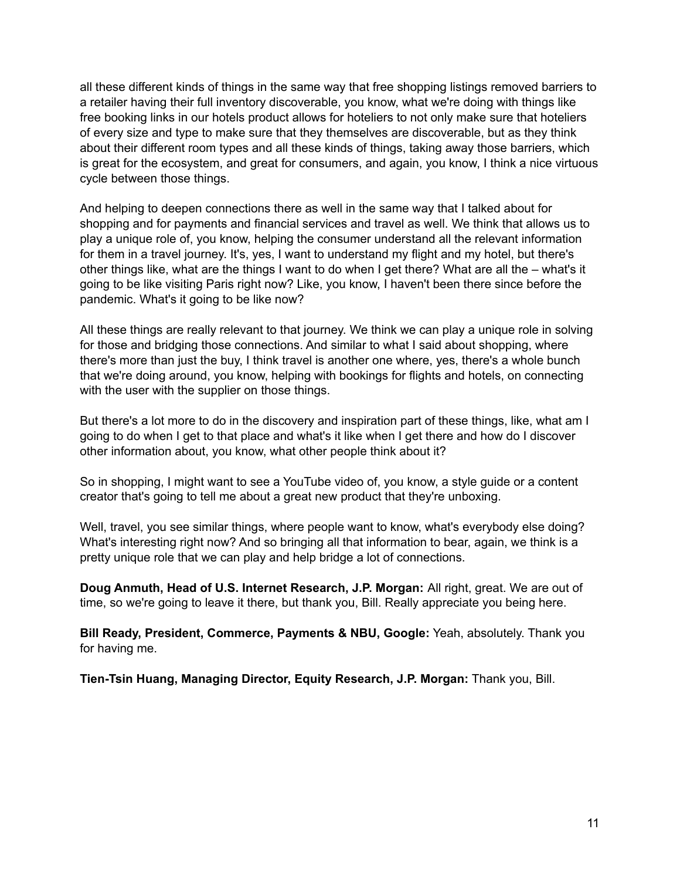all these different kinds of things in the same way that free shopping listings removed barriers to a retailer having their full inventory discoverable, you know, what we're doing with things like free booking links in our hotels product allows for hoteliers to not only make sure that hoteliers of every size and type to make sure that they themselves are discoverable, but as they think about their different room types and all these kinds of things, taking away those barriers, which is great for the ecosystem, and great for consumers, and again, you know, I think a nice virtuous cycle between those things.

And helping to deepen connections there as well in the same way that I talked about for shopping and for payments and financial services and travel as well. We think that allows us to play a unique role of, you know, helping the consumer understand all the relevant information for them in a travel journey. It's, yes, I want to understand my flight and my hotel, but there's other things like, what are the things I want to do when I get there? What are all the – what's it going to be like visiting Paris right now? Like, you know, I haven't been there since before the pandemic. What's it going to be like now?

All these things are really relevant to that journey. We think we can play a unique role in solving for those and bridging those connections. And similar to what I said about shopping, where there's more than just the buy, I think travel is another one where, yes, there's a whole bunch that we're doing around, you know, helping with bookings for flights and hotels, on connecting with the user with the supplier on those things.

But there's a lot more to do in the discovery and inspiration part of these things, like, what am I going to do when I get to that place and what's it like when I get there and how do I discover other information about, you know, what other people think about it?

So in shopping, I might want to see a YouTube video of, you know, a style guide or a content creator that's going to tell me about a great new product that they're unboxing.

Well, travel, you see similar things, where people want to know, what's everybody else doing? What's interesting right now? And so bringing all that information to bear, again, we think is a pretty unique role that we can play and help bridge a lot of connections.

**Doug Anmuth, Head of U.S. Internet Research, J.P. Morgan:** All right, great. We are out of time, so we're going to leave it there, but thank you, Bill. Really appreciate you being here.

**Bill Ready, President, Commerce, Payments & NBU, Google:** Yeah, absolutely. Thank you for having me.

**Tien-Tsin Huang, Managing Director, Equity Research, J.P. Morgan:** Thank you, Bill.